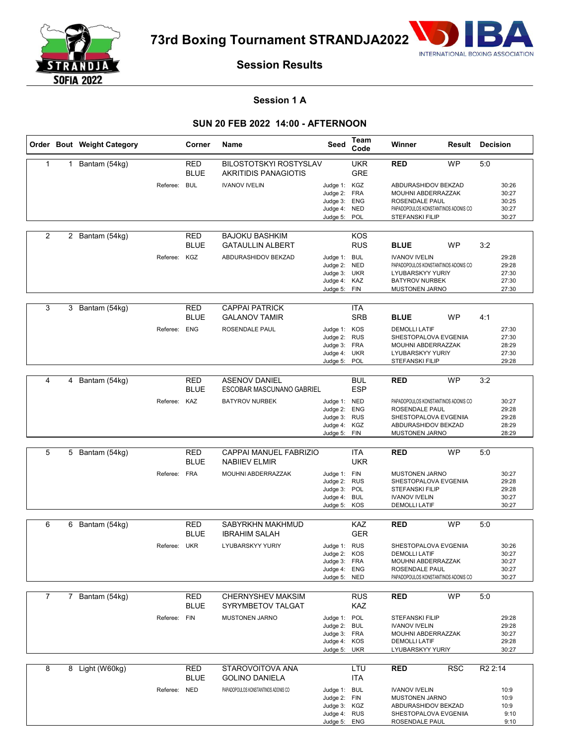# 73rd Boxing Tournament STRANDJA2022

INTERNATIONAL BOXING ASSOCIATION

## Session Results

### Session 1 A

### SUN 20 FEB 2022 14:00 - AFTERNOON

| Order | Bout | Weight Category | Corner | Name | Seed | Team Code | Winner | Result | Decision |
|---|---|---|---|---|---|---|---|---|---|
| 1 | 1 | Bantam (54kg) | RED | BILOSTOTSKYI ROSTYSLAV | | UKR | **RED** | WP | 5:0 |
| | | | BLUE | AKRITIDIS PANAGIOTIS | | GRE | | | |
| | | Referee: | BUL | IVANOV IVELIN | Judge 1: | KGZ | ABDURASHIDOV BEKZAD | | 30:26 |
| | | | | | Judge 2: | FRA | MOUHNI ABDERRAZZAK | | 30:27 |
| | | | | | Judge 3: | ENG | ROSENDALE PAUL | | 30:25 |
| | | | | | Judge 4: | NED | PAPADOPOULOS KONSTANTINOS ADONIS CO | | 30:27 |
| | | | | | Judge 5: | POL | STEFANSKI FILIP | | 30:27 |
| 2 | 2 | Bantam (54kg) | RED | BAJOKU BASHKIM | | KOS | | | |
| | | | BLUE | GATAULLIN ALBERT | | RUS | **BLUE** | WP | 3:2 |
| | | Referee: | KGZ | ABDURASHIDOV BEKZAD | Judge 1: | BUL | IVANOV IVELIN | | 29:28 |
| | | | | | Judge 2: | NED | PAPADOPOULOS KONSTANTINOS ADONIS CO | | 29:28 |
| | | | | | Judge 3: | UKR | LYUBARSKYY YURIY | | 27:30 |
| | | | | | Judge 4: | KAZ | BATYROV NURBEK | | 27:30 |
| | | | | | Judge 5: | FIN | MUSTONEN JARNO | | 27:30 |
| 3 | 3 | Bantam (54kg) | RED | CAPPAI PATRICK | | ITA | | | |
| | | | BLUE | GALANOV TAMIR | | SRB | **BLUE** | WP | 4:1 |
| | | Referee: | ENG | ROSENDALE PAUL | Judge 1: | KOS | DEMOLLI LATIF | | 27:30 |
| | | | | | Judge 2: | RUS | SHESTOPALOVA EVGENIIA | | 27:30 |
| | | | | | Judge 3: | FRA | MOUHNI ABDERRAZZAK | | 28:29 |
| | | | | | Judge 4: | UKR | LYUBARSKYY YURIY | | 27:30 |
| | | | | | Judge 5: | POL | STEFANSKI FILIP | | 29:28 |
| 4 | 4 | Bantam (54kg) | RED | ASENOV DANIEL | | BUL | **RED** | WP | 3:2 |
| | | | BLUE | ESCOBAR MASCUNANO GABRIEL | | ESP | | | |
| | | Referee: | KAZ | BATYROV NURBEK | Judge 1: | NED | PAPADOPOULOS KONSTANTINOS ADONIS CO | | 30:27 |
| | | | | | Judge 2: | ENG | ROSENDALE PAUL | | 29:28 |
| | | | | | Judge 3: | RUS | SHESTOPALOVA EVGENIIA | | 29:28 |
| | | | | | Judge 4: | KGZ | ABDURASHIDOV BEKZAD | | 28:29 |
| | | | | | Judge 5: | FIN | MUSTONEN JARNO | | 28:29 |
| 5 | 5 | Bantam (54kg) | RED | CAPPAI MANUEL FABRIZIO | | ITA | **RED** | WP | 5:0 |
| | | | BLUE | NABIIEV ELMIR | | UKR | | | |
| | | Referee: | FRA | MOUHNI ABDERRAZZAK | Judge 1: | FIN | MUSTONEN JARNO | | 30:27 |
| | | | | | Judge 2: | RUS | SHESTOPALOVA EVGENIIA | | 29:28 |
| | | | | | Judge 3: | POL | STEFANSKI FILIP | | 29:28 |
| | | | | | Judge 4: | BUL | IVANOV IVELIN | | 30:27 |
| | | | | | Judge 5: | KOS | DEMOLLI LATIF | | 30:27 |
| 6 | 6 | Bantam (54kg) | RED | SABYRKHN MAKHMUD | | KAZ | **RED** | WP | 5:0 |
| | | | BLUE | IBRAHIM SALAH | | GER | | | |
| | | Referee: | UKR | LYUBARSKYY YURIY | Judge 1: | RUS | SHESTOPALOVA EVGENIIA | | 30:26 |
| | | | | | Judge 2: | KOS | DEMOLLI LATIF | | 30:27 |
| | | | | | Judge 3: | FRA | MOUHNI ABDERRAZZAK | | 30:27 |
| | | | | | Judge 4: | ENG | ROSENDALE PAUL | | 30:27 |
| | | | | | Judge 5: | NED | PAPADOPOULOS KONSTANTINOS ADONIS CO | | 30:27 |
| 7 | 7 | Bantam (54kg) | RED | CHERNYSHEV MAKSIM | | RUS | **RED** | WP | 5:0 |
| | | | BLUE | SYRYMBETOV TALGAT | | KAZ | | | |
| | | Referee: | FIN | MUSTONEN JARNO | Judge 1: | POL | STEFANSKI FILIP | | 29:28 |
| | | | | | Judge 2: | BUL | IVANOV IVELIN | | 29:28 |
| | | | | | Judge 3: | FRA | MOUHNI ABDERRAZZAK | | 30:27 |
| | | | | | Judge 4: | KOS | DEMOLLI LATIF | | 29:28 |
| | | | | | Judge 5: | UKR | LYUBARSKYY YURIY | | 30:27 |
| 8 | 8 | Light (W60kg) | RED | STAROVOITOVA ANA | | LTU | **RED** | RSC | R2 2:14 |
| | | | BLUE | GOLINO DANIELA | | ITA | | | |
| | | Referee: | NED | PAPADOPOULOS KONSTANTINOS ADONIS CO | Judge 1: | BUL | IVANOV IVELIN | | 10:9 |
| | | | | | Judge 2: | FIN | MUSTONEN JARNO | | 10:9 |
| | | | | | Judge 3: | KGZ | ABDURASHIDOV BEKZAD | | 10:9 |
| | | | | | Judge 4: | RUS | SHESTOPALOVA EVGENIIA | | 9:10 |
| | | | | | Judge 5: | ENG | ROSENDALE PAUL | | 9:10 |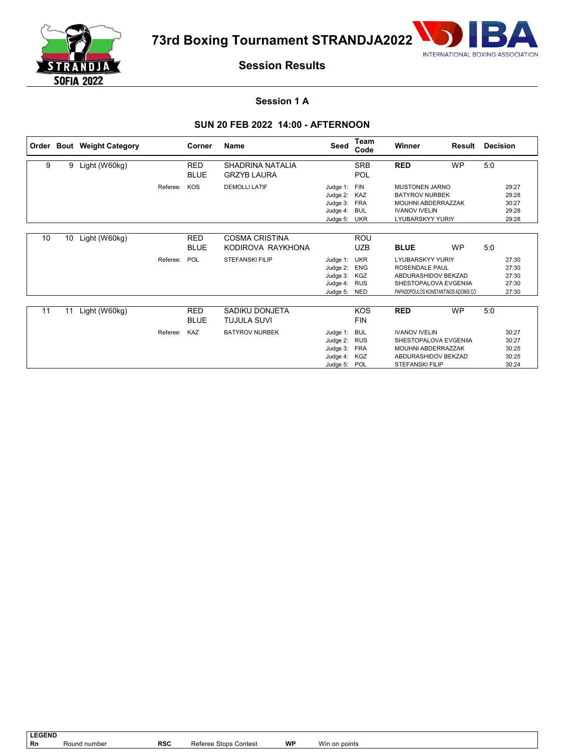# 73rd Boxing Tournament STRANDJA2022

## Session Results

### Session 1 A

### SUN 20 FEB 2022 14:00 - AFTERNOON

| Order | Bout | Weight Category | | Corner | Name | Seed | Team Code | Winner | Result | Decision |
|---|---|---|---|---|---|---|---|---|---|---|
| 9 | 9 | Light (W60kg) | | RED | SHADRINA NATALIA | | SRB | **RED** | WP | 5:0 |
| | | | | BLUE | GRZYB LAURA | | POL | | | |
| | | | Referee: | KOS | DEMOLLI LATIF | Judge 1: | FIN | MUSTONEN JARNO | | 29:27 |
| | | | | | | Judge 2: | KAZ | BATYROV NURBEK | | 29:28 |
| | | | | | | Judge 3: | FRA | MOUHNI ABDERRAZZAK | | 30:27 |
| | | | | | | Judge 4: | BUL | IVANOV IVELIN | | 29:28 |
| | | | | | | Judge 5: | UKR | LYUBARSKYY YURIY | | 29:28 |
| 10 | 10 | Light (W60kg) | | RED | COSMA CRISTINA | | ROU | | | |
| | | | | BLUE | KODIROVA RAYKHONA | | UZB | **BLUE** | WP | 5:0 |
| | | | Referee: | POL | STEFANSKI FILIP | Judge 1: | UKR | LYUBARSKYY YURIY | | 27:30 |
| | | | | | | Judge 2: | ENG | ROSENDALE PAUL | | 27:30 |
| | | | | | | Judge 3: | KGZ | ABDURASHIDOV BEKZAD | | 27:30 |
| | | | | | | Judge 4: | RUS | SHESTOPALOVA EVGENIIA | | 27:30 |
| | | | | | | Judge 5: | NED | PAPADOPOULOS KONSTANTINOS ADONIS CO | | 27:30 |
| 11 | 11 | Light (W60kg) | | RED | SADIKU DONJETA | | KOS | **RED** | WP | 5:0 |
| | | | | BLUE | TUJULA SUVI | | FIN | | | |
| | | | Referee: | KAZ | BATYROV NURBEK | Judge 1: | BUL | IVANOV IVELIN | | 30:27 |
| | | | | | | Judge 2: | RUS | SHESTOPALOVA EVGENIIA | | 30:27 |
| | | | | | | Judge 3: | FRA | MOUHNI ABDERRAZZAK | | 30:25 |
| | | | | | | Judge 4: | KGZ | ABDURASHIDOV BEKZAD | | 30:25 |
| | | | | | | Judge 5: | POL | STEFANSKI FILIP | | 30:24 |

**LEGEND**

| | | | | | |
|---|---|---|---|---|---|
| **Rn** | Round number | **RSC** | Referee Stops Contest | **WP** | Win on points |